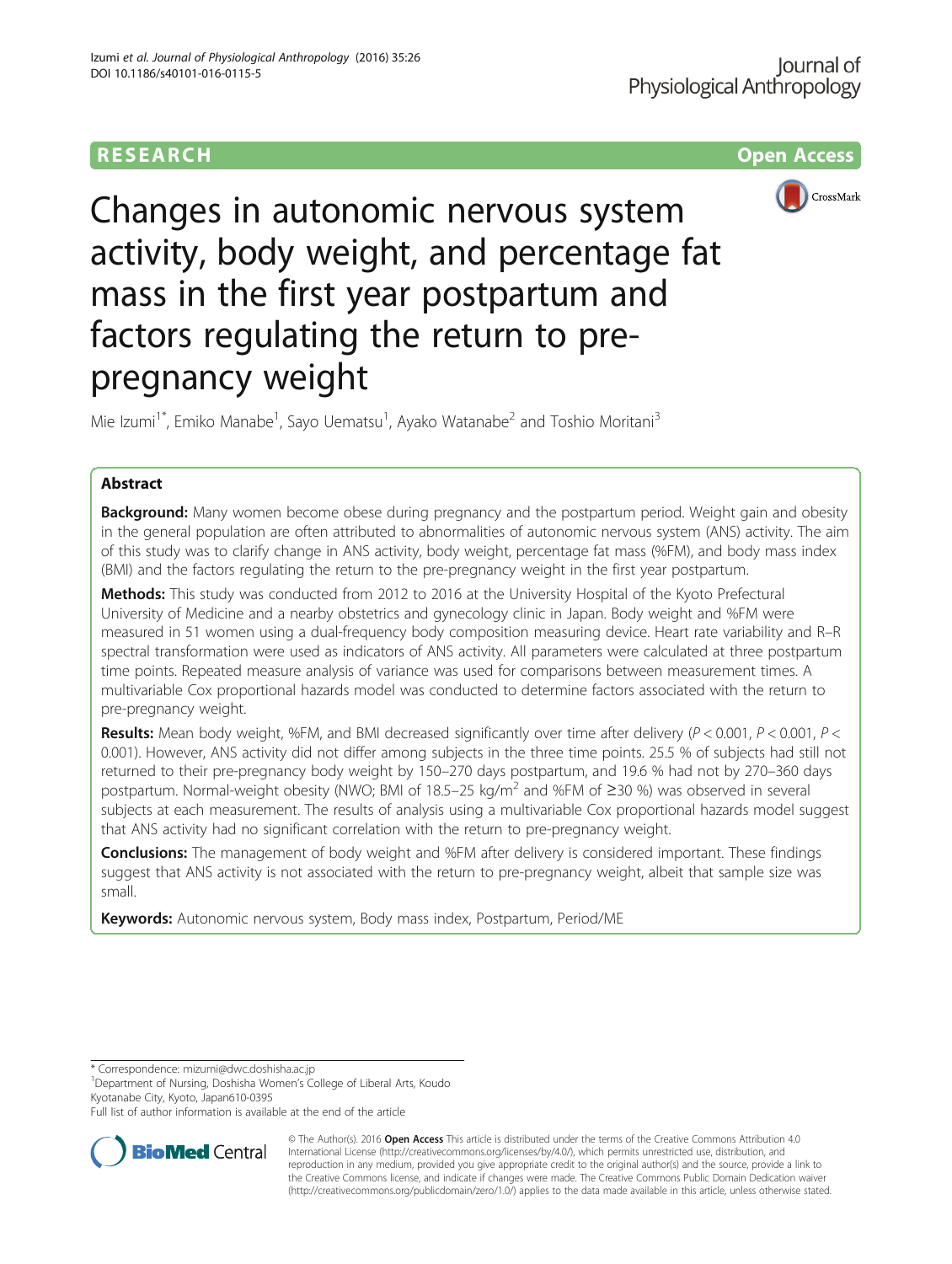RESEARCH Open Access

# Changes in autonomic nervous system activity, body weight, and percentage fat mass in the first year postpartum and factors regulating the return to pre-pregnancy weight

Mie Izumi[1*], Emiko Manabe[1], Sayo Uematsu[1], Ayako Watanabe[2] and Toshio Moritani[3]

## Abstract

**Background:** Many women become obese during pregnancy and the postpartum period. Weight gain and obesity in the general population are often attributed to abnormalities of autonomic nervous system (ANS) activity. The aim of this study was to clarify change in ANS activity, body weight, percentage fat mass (%FM), and body mass index (BMI) and the factors regulating the return to the pre-pregnancy weight in the first year postpartum.

**Methods:** This study was conducted from 2012 to 2016 at the University Hospital of the Kyoto Prefectural University of Medicine and a nearby obstetrics and gynecology clinic in Japan. Body weight and %FM were measured in 51 women using a dual-frequency body composition measuring device. Heart rate variability and R–R spectral transformation were used as indicators of ANS activity. All parameters were calculated at three postpartum time points. Repeated measure analysis of variance was used for comparisons between measurement times. A multivariable Cox proportional hazards model was conducted to determine factors associated with the return to pre-pregnancy weight.

**Results:** Mean body weight, %FM, and BMI decreased significantly over time after delivery ($P < 0.001$, $P < 0.001$, $P < 0.001$). However, ANS activity did not differ among subjects in the three time points. 25.5 % of subjects had still not returned to their pre-pregnancy body weight by 150–270 days postpartum, and 19.6 % had not by 270–360 days postpartum. Normal-weight obesity (NWO; BMI of 18.5–25 kg/m$^2$ and %FM of ≥30 %) was observed in several subjects at each measurement. The results of analysis using a multivariable Cox proportional hazards model suggest that ANS activity had no significant correlation with the return to pre-pregnancy weight.

**Conclusions:** The management of body weight and %FM after delivery is considered important. These findings suggest that ANS activity is not associated with the return to pre-pregnancy weight, albeit that sample size was small.

**Keywords:** Autonomic nervous system, Body mass index, Postpartum, Period/ME

\* Correspondence: mizumi@dwc.doshisha.ac.jp
[1]Department of Nursing, Doshisha Women's College of Liberal Arts, Koudo Kyotanabe City, Kyoto, Japan610-0395
Full list of author information is available at the end of the article

© The Author(s). 2016 **Open Access** This article is distributed under the terms of the Creative Commons Attribution 4.0 International License (http://creativecommons.org/licenses/by/4.0/), which permits unrestricted use, distribution, and reproduction in any medium, provided you give appropriate credit to the original author(s) and the source, provide a link to the Creative Commons license, and indicate if changes were made. The Creative Commons Public Domain Dedication waiver (http://creativecommons.org/publicdomain/zero/1.0/) applies to the data made available in this article, unless otherwise stated.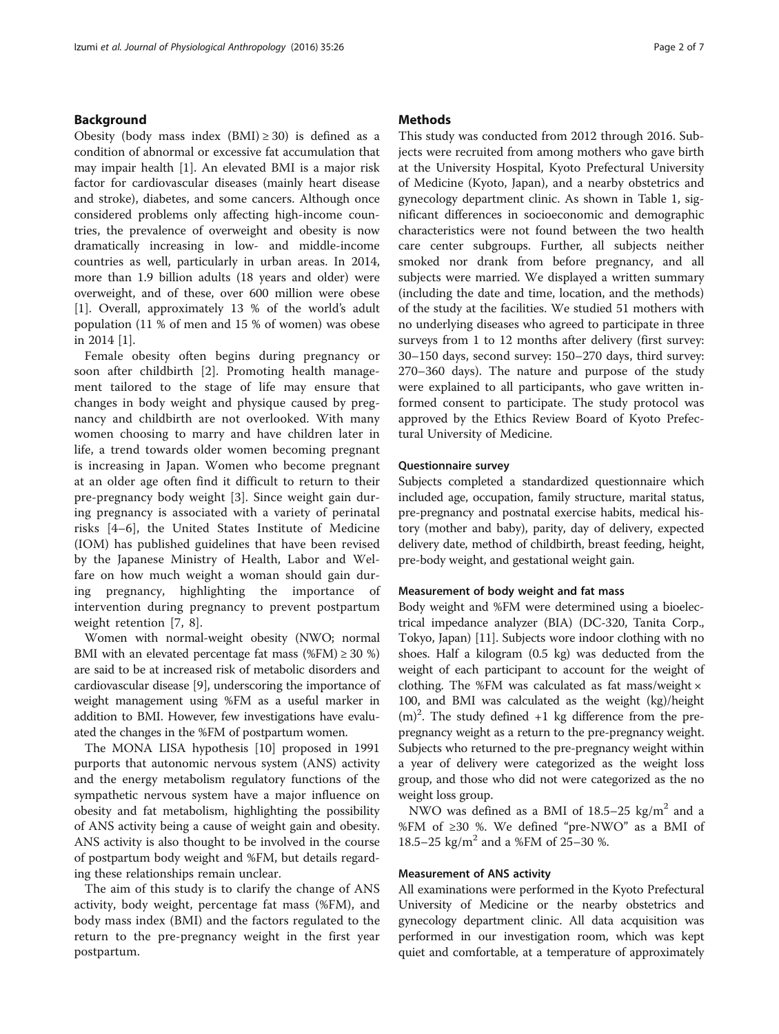## Background

Obesity (body mass index (BMI) ≥ 30) is defined as a condition of abnormal or excessive fat accumulation that may impair health [1]. An elevated BMI is a major risk factor for cardiovascular diseases (mainly heart disease and stroke), diabetes, and some cancers. Although once considered problems only affecting high-income countries, the prevalence of overweight and obesity is now dramatically increasing in low- and middle-income countries as well, particularly in urban areas. In 2014, more than 1.9 billion adults (18 years and older) were overweight, and of these, over 600 million were obese [1]. Overall, approximately 13 % of the world's adult population (11 % of men and 15 % of women) was obese in 2014 [1].

Female obesity often begins during pregnancy or soon after childbirth [2]. Promoting health management tailored to the stage of life may ensure that changes in body weight and physique caused by pregnancy and childbirth are not overlooked. With many women choosing to marry and have children later in life, a trend towards older women becoming pregnant is increasing in Japan. Women who become pregnant at an older age often find it difficult to return to their pre-pregnancy body weight [3]. Since weight gain during pregnancy is associated with a variety of perinatal risks [4–6], the United States Institute of Medicine (IOM) has published guidelines that have been revised by the Japanese Ministry of Health, Labor and Welfare on how much weight a woman should gain during pregnancy, highlighting the importance of intervention during pregnancy to prevent postpartum weight retention [7, 8].

Women with normal-weight obesity (NWO; normal BMI with an elevated percentage fat mass (%FM) ≥ 30 %) are said to be at increased risk of metabolic disorders and cardiovascular disease [9], underscoring the importance of weight management using %FM as a useful marker in addition to BMI. However, few investigations have evaluated the changes in the %FM of postpartum women.

The MONA LISA hypothesis [10] proposed in 1991 purports that autonomic nervous system (ANS) activity and the energy metabolism regulatory functions of the sympathetic nervous system have a major influence on obesity and fat metabolism, highlighting the possibility of ANS activity being a cause of weight gain and obesity. ANS activity is also thought to be involved in the course of postpartum body weight and %FM, but details regarding these relationships remain unclear.

The aim of this study is to clarify the change of ANS activity, body weight, percentage fat mass (%FM), and body mass index (BMI) and the factors regulated to the return to the pre-pregnancy weight in the first year postpartum.

## Methods

This study was conducted from 2012 through 2016. Subjects were recruited from among mothers who gave birth at the University Hospital, Kyoto Prefectural University of Medicine (Kyoto, Japan), and a nearby obstetrics and gynecology department clinic. As shown in Table 1, significant differences in socioeconomic and demographic characteristics were not found between the two health care center subgroups. Further, all subjects neither smoked nor drank from before pregnancy, and all subjects were married. We displayed a written summary (including the date and time, location, and the methods) of the study at the facilities. We studied 51 mothers with no underlying diseases who agreed to participate in three surveys from 1 to 12 months after delivery (first survey: 30–150 days, second survey: 150–270 days, third survey: 270–360 days). The nature and purpose of the study were explained to all participants, who gave written informed consent to participate. The study protocol was approved by the Ethics Review Board of Kyoto Prefectural University of Medicine.

### Questionnaire survey

Subjects completed a standardized questionnaire which included age, occupation, family structure, marital status, pre-pregnancy and postnatal exercise habits, medical history (mother and baby), parity, day of delivery, expected delivery date, method of childbirth, breast feeding, height, pre-body weight, and gestational weight gain.

### Measurement of body weight and fat mass

Body weight and %FM were determined using a bioelectrical impedance analyzer (BIA) (DC-320, Tanita Corp., Tokyo, Japan) [11]. Subjects wore indoor clothing with no shoes. Half a kilogram (0.5 kg) was deducted from the weight of each participant to account for the weight of clothing. The %FM was calculated as fat mass/weight × 100, and BMI was calculated as the weight (kg)/height $(m)^2$. The study defined +1 kg difference from the pre-pregnancy weight as a return to the pre-pregnancy weight. Subjects who returned to the pre-pregnancy weight within a year of delivery were categorized as the weight loss group, and those who did not were categorized as the no weight loss group.

NWO was defined as a BMI of 18.5–25 kg/m$^2$ and a %FM of ≥30 %. We defined "pre-NWO" as a BMI of 18.5–25 kg/m$^2$ and a %FM of 25–30 %.

### Measurement of ANS activity

All examinations were performed in the Kyoto Prefectural University of Medicine or the nearby obstetrics and gynecology department clinic. All data acquisition was performed in our investigation room, which was kept quiet and comfortable, at a temperature of approximately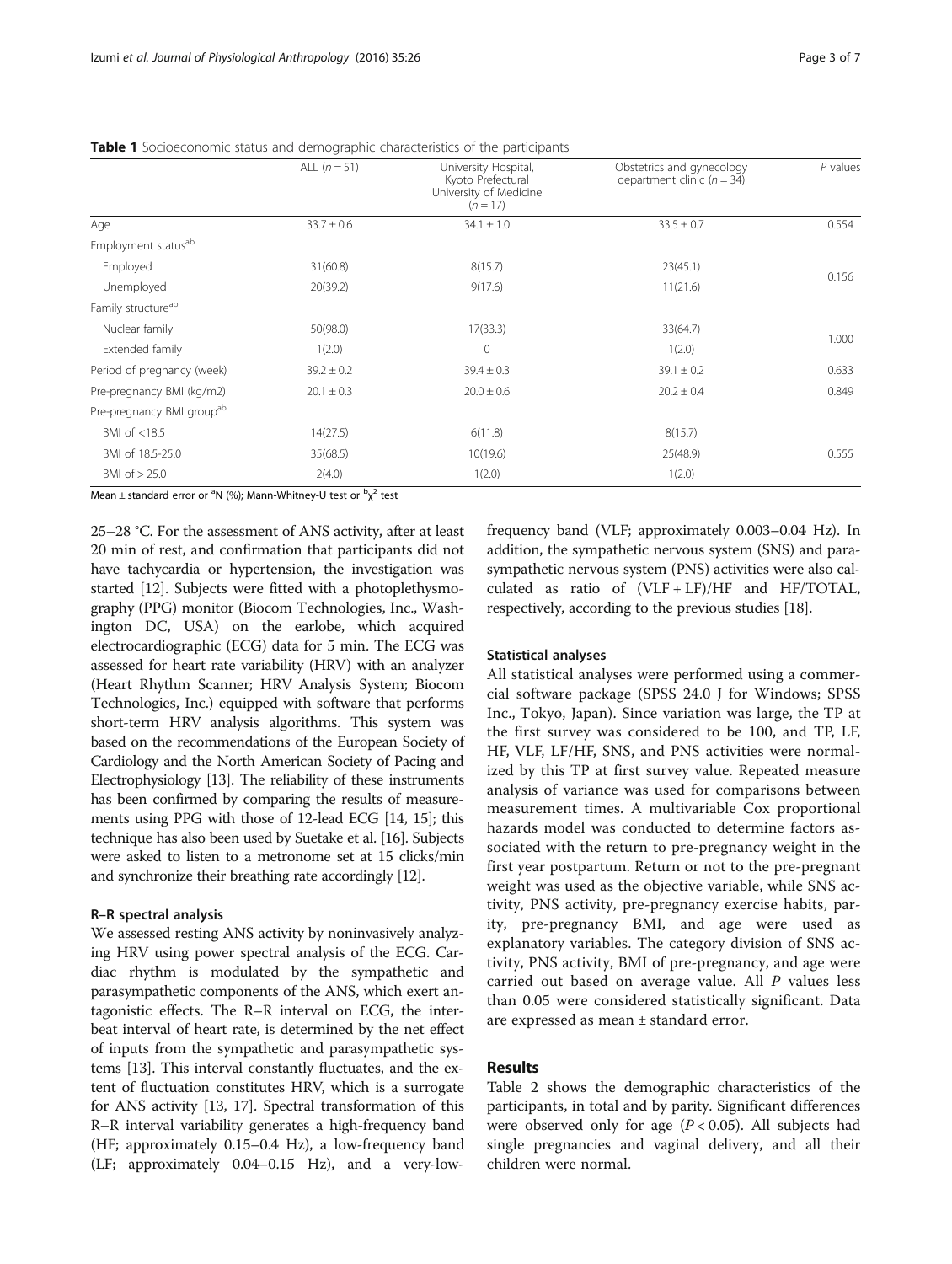**Table 1** Socioeconomic status and demographic characteristics of the participants

| | ALL ($n = 51$) | University Hospital, Kyoto Prefectural University of Medicine ($n = 17$) | Obstetrics and gynecology department clinic ($n = 34$) | $P$ values |
|---|---|---|---|---|
| Age | 33.7 ± 0.6 | 34.1 ± 1.0 | 33.5 ± 0.7 | 0.554 |
| Employment status[ab] | | | | |
| Employed | 31(60.8) | 8(15.7) | 23(45.1) | 0.156 |
| Unemployed | 20(39.2) | 9(17.6) | 11(21.6) | |
| Family structure[ab] | | | | |
| Nuclear family | 50(98.0) | 17(33.3) | 33(64.7) | 1.000 |
| Extended family | 1(2.0) | 0 | 1(2.0) | |
| Period of pregnancy (week) | 39.2 ± 0.2 | 39.4 ± 0.3 | 39.1 ± 0.2 | 0.633 |
| Pre-pregnancy BMI (kg/m2) | 20.1 ± 0.3 | 20.0 ± 0.6 | 20.2 ± 0.4 | 0.849 |
| Pre-pregnancy BMI group[ab] | | | | |
| BMI of <18.5 | 14(27.5) | 6(11.8) | 8(15.7) | |
| BMI of 18.5-25.0 | 35(68.5) | 10(19.6) | 25(48.9) | 0.555 |
| BMI of > 25.0 | 2(4.0) | 1(2.0) | 1(2.0) | |

Mean ± standard error or [a]N (%); Mann-Whitney-U test or [b]$\chi^2$ test

25–28 °C. For the assessment of ANS activity, after at least 20 min of rest, and confirmation that participants did not have tachycardia or hypertension, the investigation was started [12]. Subjects were fitted with a photoplethysmography (PPG) monitor (Biocom Technologies, Inc., Washington DC, USA) on the earlobe, which acquired electrocardiographic (ECG) data for 5 min. The ECG was assessed for heart rate variability (HRV) with an analyzer (Heart Rhythm Scanner; HRV Analysis System; Biocom Technologies, Inc.) equipped with software that performs short-term HRV analysis algorithms. This system was based on the recommendations of the European Society of Cardiology and the North American Society of Pacing and Electrophysiology [13]. The reliability of these instruments has been confirmed by comparing the results of measurements using PPG with those of 12-lead ECG [14, 15]; this technique has also been used by Suetake et al. [16]. Subjects were asked to listen to a metronome set at 15 clicks/min and synchronize their breathing rate accordingly [12].

#### R–R spectral analysis

We assessed resting ANS activity by noninvasively analyzing HRV using power spectral analysis of the ECG. Cardiac rhythm is modulated by the sympathetic and parasympathetic components of the ANS, which exert antagonistic effects. The R–R interval on ECG, the interbeat interval of heart rate, is determined by the net effect of inputs from the sympathetic and parasympathetic systems [13]. This interval constantly fluctuates, and the extent of fluctuation constitutes HRV, which is a surrogate for ANS activity [13, 17]. Spectral transformation of this R–R interval variability generates a high-frequency band (HF; approximately 0.15–0.4 Hz), a low-frequency band (LF; approximately 0.04–0.15 Hz), and a very-low-frequency band (VLF; approximately 0.003–0.04 Hz). In addition, the sympathetic nervous system (SNS) and parasympathetic nervous system (PNS) activities were also calculated as ratio of (VLF + LF)/HF and HF/TOTAL, respectively, according to the previous studies [18].

#### Statistical analyses

All statistical analyses were performed using a commercial software package (SPSS 24.0 J for Windows; SPSS Inc., Tokyo, Japan). Since variation was large, the TP at the first survey was considered to be 100, and TP, LF, HF, VLF, LF/HF, SNS, and PNS activities were normalized by this TP at first survey value. Repeated measure analysis of variance was used for comparisons between measurement times. A multivariable Cox proportional hazards model was conducted to determine factors associated with the return to pre-pregnancy weight in the first year postpartum. Return or not to the pre-pregnant weight was used as the objective variable, while SNS activity, PNS activity, pre-pregnancy exercise habits, parity, pre-pregnancy BMI, and age were used as explanatory variables. The category division of SNS activity, PNS activity, BMI of pre-pregnancy, and age were carried out based on average value. All $P$ values less than 0.05 were considered statistically significant. Data are expressed as mean ± standard error.

## Results

Table 2 shows the demographic characteristics of the participants, in total and by parity. Significant differences were observed only for age ($P < 0.05$). All subjects had single pregnancies and vaginal delivery, and all their children were normal.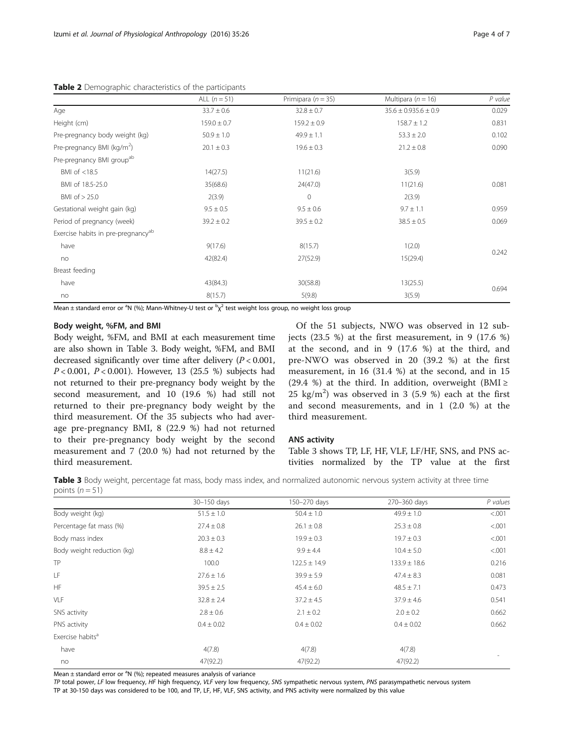**Table 2** Demographic characteristics of the participants

| | ALL ($n = 51$) | Primipara ($n = 35$) | Multipara ($n = 16$) | *P value* |
|---|---|---|---|---|
| Age | 33.7 ± 0.6 | 32.8 ± 0.7 | 35.6 ± 0.935.6 ± 0.9 | 0.029 |
| Height (cm) | 159.0 ± 0.7 | 159.2 ± 0.9 | 158.7 ± 1.2 | 0.831 |
| Pre-pregnancy body weight (kg) | 50.9 ± 1.0 | 49.9 ± 1.1 | 53.3 ± 2.0 | 0.102 |
| Pre-pregnancy BMI (kg/m$^2$) | 20.1 ± 0.3 | 19.6 ± 0.3 | 21.2 ± 0.8 | 0.090 |
| Pre-pregnancy BMI group[ab] | | | | |
| BMI of <18.5 | 14(27.5) | 11(21.6) | 3(5.9) | |
| BMI of 18.5-25.0 | 35(68.6) | 24(47.0) | 11(21.6) | 0.081 |
| BMI of > 25.0 | 2(3.9) | 0 | 2(3.9) | |
| Gestational weight gain (kg) | 9.5 ± 0.5 | 9.5 ± 0.6 | 9.7 ± 1.1 | 0.959 |
| Period of pregnancy (week) | 39.2 ± 0.2 | 39.5 ± 0.2 | 38.5 ± 0.5 | 0.069 |
| Exercise habits in pre-pregnancy[ab] | | | | |
| have | 9(17.6) | 8(15.7) | 1(2.0) | 0.242 |
| no | 42(82.4) | 27(52.9) | 15(29.4) | |
| Breast feeding | | | | |
| have | 43(84.3) | 30(58.8) | 13(25.5) | 0.694 |
| no | 8(15.7) | 5(9.8) | 3(5.9) | |

Mean ± standard error or [a]N (%); Mann-Whitney-U test or [b]$\chi^2$ test weight loss group, no weight loss group

### Body weight, %FM, and BMI

Body weight, %FM, and BMI at each measurement time are also shown in Table 3. Body weight, %FM, and BMI decreased significantly over time after delivery ($P < 0.001$, $P < 0.001$, $P < 0.001$). However, 13 (25.5 %) subjects had not returned to their pre-pregnancy body weight by the second measurement, and 10 (19.6 %) had still not returned to their pre-pregnancy body weight by the third measurement. Of the 35 subjects who had average pre-pregnancy BMI, 8 (22.9 %) had not returned to their pre-pregnancy body weight by the second measurement and 7 (20.0 %) had not returned by the third measurement.

Of the 51 subjects, NWO was observed in 12 subjects (23.5 %) at the first measurement, in 9 (17.6 %) at the second, and in 9 (17.6 %) at the third, and pre-NWO was observed in 20 (39.2 %) at the first measurement, in 16 (31.4 %) at the second, and in 15 (29.4 %) at the third. In addition, overweight (BMI ≥ 25 kg/m$^2$) was observed in 3 (5.9 %) each at the first and second measurements, and in 1 (2.0 %) at the third measurement.

### ANS activity

Table 3 shows TP, LF, HF, VLF, LF/HF, SNS, and PNS activities normalized by the TP value at the first

**Table 3** Body weight, percentage fat mass, body mass index, and normalized autonomic nervous system activity at three time points ($n = 51$)

| | 30–150 days | 150–270 days | 270–360 days | *P values* |
|---|---|---|---|---|
| Body weight (kg) | 51.5 ± 1.0 | 50.4 ± 1.0 | 49.9 ± 1.0 | <.001 |
| Percentage fat mass (%) | 27.4 ± 0.8 | 26.1 ± 0.8 | 25.3 ± 0.8 | <.001 |
| Body mass index | 20.3 ± 0.3 | 19.9 ± 0.3 | 19.7 ± 0.3 | <.001 |
| Body weight reduction (kg) | 8.8 ± 4.2 | 9.9 ± 4.4 | 10.4 ± 5.0 | <.001 |
| TP | 100.0 | 122.5 ± 14.9 | 133.9 ± 18.6 | 0.216 |
| LF | 27.6 ± 1.6 | 39.9 ± 5.9 | 47.4 ± 8.3 | 0.081 |
| HF | 39.5 ± 2.5 | 45.4 ± 6.0 | 48.5 ± 7.1 | 0.473 |
| VLF | 32.8 ± 2.4 | 37.2 ± 4.5 | 37.9 ± 4.6 | 0.541 |
| SNS activity | 2.8 ± 0.6 | 2.1 ± 0.2 | 2.0 ± 0.2 | 0.662 |
| PNS activity | 0.4 ± 0.02 | 0.4 ± 0.02 | 0.4 ± 0.02 | 0.662 |
| Exercise habits[a] | | | | |
| have | 4(7.8) | 4(7.8) | 4(7.8) | - |
| no | 47(92.2) | 47(92.2) | 47(92.2) | |

Mean ± standard error or [a]N (%); repeated measures analysis of variance

*TP* total power, *LF* low frequency, *HF* high frequency, *VLF* very low frequency, *SNS* sympathetic nervous system, *PNS* parasympathetic nervous system

TP at 30-150 days was considered to be 100, and TP, LF, HF, VLF, SNS activity, and PNS activity were normalized by this value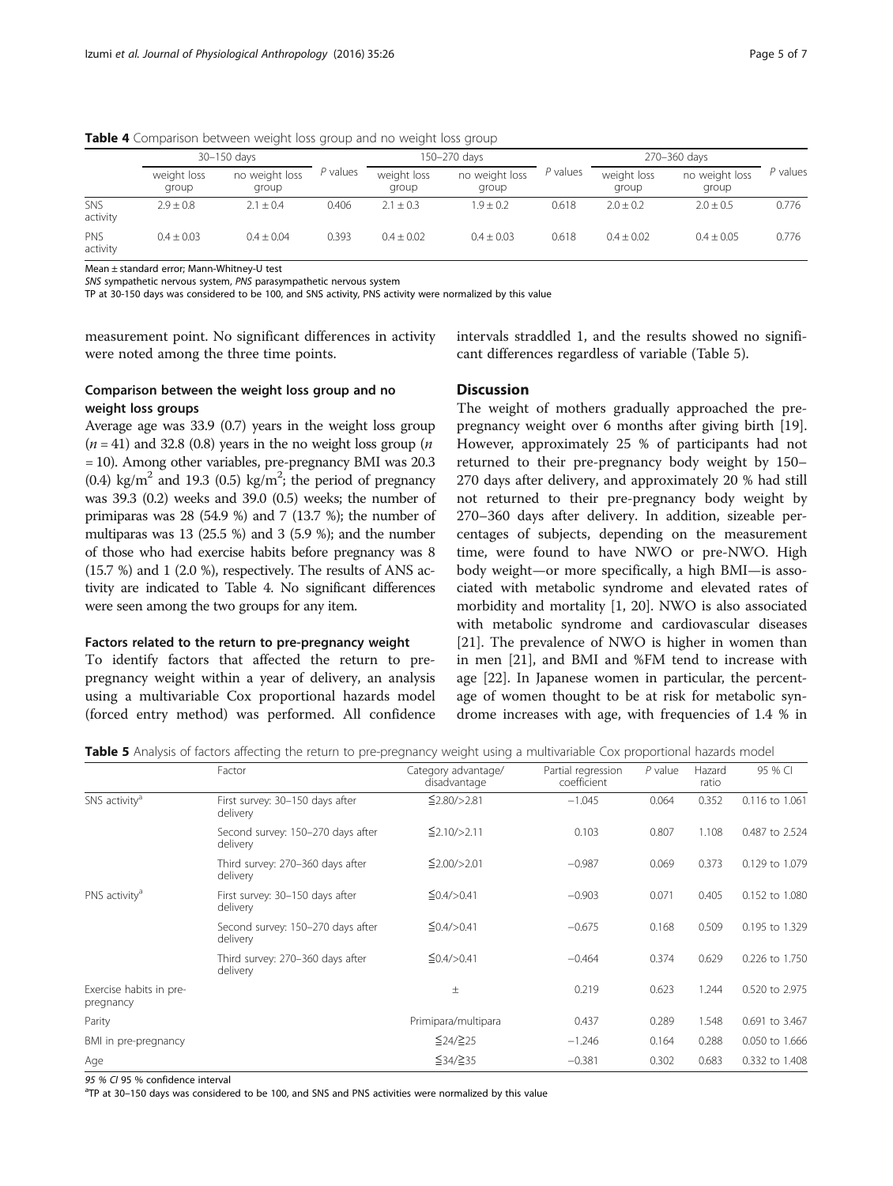**Table 4** Comparison between weight loss group and no weight loss group

| | 30–150 days | | | 150–270 days | | | 270–360 days | | |
|---|---|---|---|---|---|---|---|---|---|
| | weight loss group | no weight loss group | *P* values | weight loss group | no weight loss group | *P* values | weight loss group | no weight loss group | *P* values |
| SNS activity | 2.9 ± 0.8 | 2.1 ± 0.4 | 0.406 | 2.1 ± 0.3 | 1.9 ± 0.2 | 0.618 | 2.0 ± 0.2 | 2.0 ± 0.5 | 0.776 |
| PNS activity | 0.4 ± 0.03 | 0.4 ± 0.04 | 0.393 | 0.4 ± 0.02 | 0.4 ± 0.03 | 0.618 | 0.4 ± 0.02 | 0.4 ± 0.05 | 0.776 |

Mean ± standard error; Mann-Whitney-U test
*SNS* sympathetic nervous system, *PNS* parasympathetic nervous system
TP at 30-150 days was considered to be 100, and SNS activity, PNS activity were normalized by this value

measurement point. No significant differences in activity were noted among the three time points.

### Comparison between the weight loss group and no weight loss groups

Average age was 33.9 (0.7) years in the weight loss group ($n = 41$) and 32.8 (0.8) years in the no weight loss group ($n = 10$). Among other variables, pre-pregnancy BMI was 20.3 (0.4) kg/m$^2$ and 19.3 (0.5) kg/m$^2$; the period of pregnancy was 39.3 (0.2) weeks and 39.0 (0.5) weeks; the number of primiparas was 28 (54.9 %) and 7 (13.7 %); the number of multiparas was 13 (25.5 %) and 3 (5.9 %); and the number of those who had exercise habits before pregnancy was 8 (15.7 %) and 1 (2.0 %), respectively. The results of ANS activity are indicated to Table 4. No significant differences were seen among the two groups for any item.

### Factors related to the return to pre-pregnancy weight

To identify factors that affected the return to pre-pregnancy weight within a year of delivery, an analysis using a multivariable Cox proportional hazards model (forced entry method) was performed. All confidence intervals straddled 1, and the results showed no significant differences regardless of variable (Table 5).

## Discussion

The weight of mothers gradually approached the pre-pregnancy weight over 6 months after giving birth [19]. However, approximately 25 % of participants had not returned to their pre-pregnancy body weight by 150–270 days after delivery, and approximately 20 % had still not returned to their pre-pregnancy body weight by 270–360 days after delivery. In addition, sizeable percentages of subjects, depending on the measurement time, were found to have NWO or pre-NWO. High body weight—or more specifically, a high BMI—is associated with metabolic syndrome and elevated rates of morbidity and mortality [1, 20]. NWO is also associated with metabolic syndrome and cardiovascular diseases [21]. The prevalence of NWO is higher in women than in men [21], and BMI and %FM tend to increase with age [22]. In Japanese women in particular, the percentage of women thought to be at risk for metabolic syndrome increases with age, with frequencies of 1.4 % in

**Table 5** Analysis of factors affecting the return to pre-pregnancy weight using a multivariable Cox proportional hazards model

| | Factor | Category advantage/disadvantage | Partial regression coefficient | *P* value | Hazard ratio | 95 % CI |
|---|---|---|---|---|---|---|
| SNS activity[a] | First survey: 30–150 days after delivery | ≦2.80/>2.81 | −1.045 | 0.064 | 0.352 | 0.116 to 1.061 |
| | Second survey: 150–270 days after delivery | ≦2.10/>2.11 | 0.103 | 0.807 | 1.108 | 0.487 to 2.524 |
| | Third survey: 270–360 days after delivery | ≦2.00/>2.01 | −0.987 | 0.069 | 0.373 | 0.129 to 1.079 |
| PNS activity[a] | First survey: 30–150 days after delivery | ≦0.4/>0.41 | −0.903 | 0.071 | 0.405 | 0.152 to 1.080 |
| | Second survey: 150–270 days after delivery | ≦0.4/>0.41 | −0.675 | 0.168 | 0.509 | 0.195 to 1.329 |
| | Third survey: 270–360 days after delivery | ≦0.4/>0.41 | −0.464 | 0.374 | 0.629 | 0.226 to 1.750 |
| Exercise habits in pre-pregnancy | | ± | 0.219 | 0.623 | 1.244 | 0.520 to 2.975 |
| Parity | | Primipara/multipara | 0.437 | 0.289 | 1.548 | 0.691 to 3.467 |
| BMI in pre-pregnancy | | ≦24/≧25 | −1.246 | 0.164 | 0.288 | 0.050 to 1.666 |
| Age | | ≦34/≧35 | −0.381 | 0.302 | 0.683 | 0.332 to 1.408 |

*95 % CI* 95 % confidence interval
[a]TP at 30–150 days was considered to be 100, and SNS and PNS activities were normalized by this value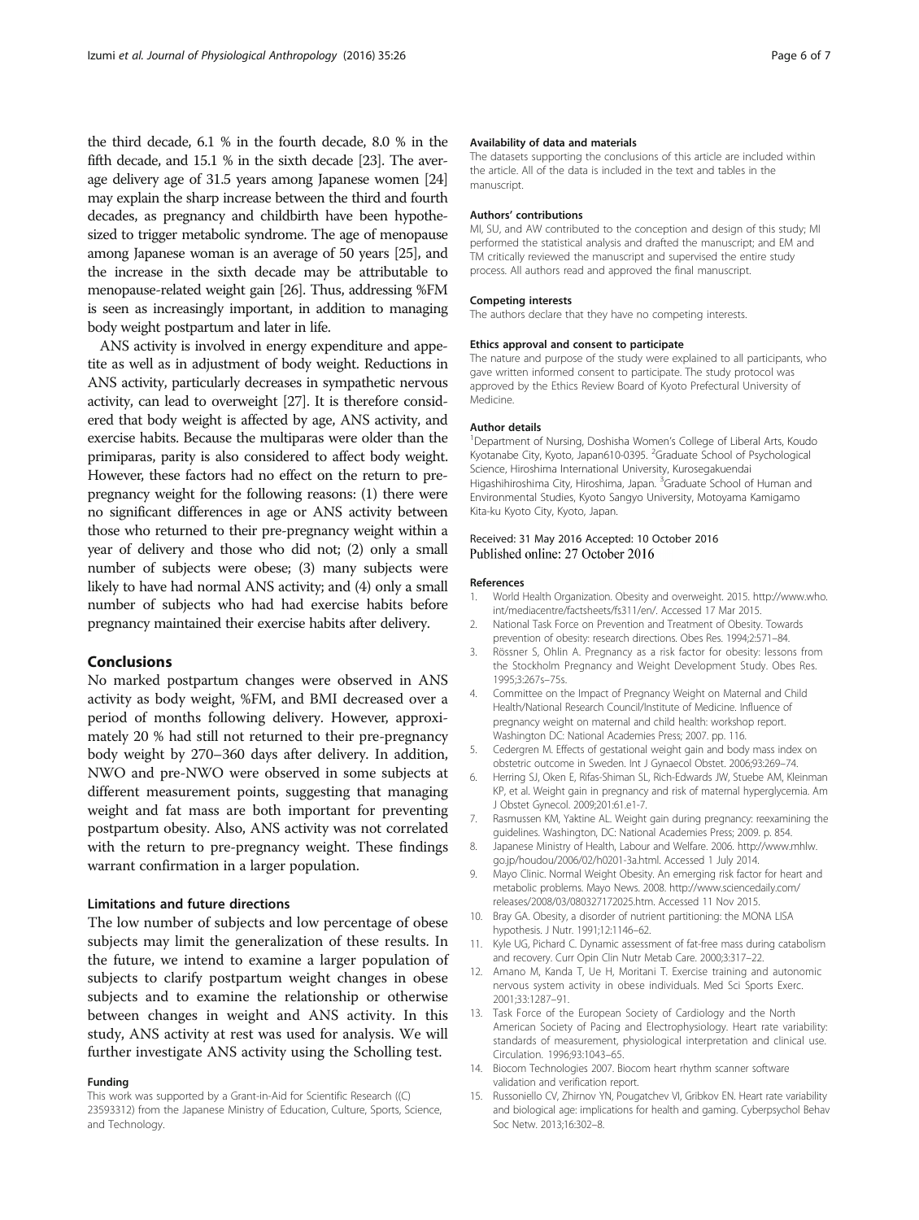the third decade, 6.1 % in the fourth decade, 8.0 % in the fifth decade, and 15.1 % in the sixth decade [23]. The average delivery age of 31.5 years among Japanese women [24] may explain the sharp increase between the third and fourth decades, as pregnancy and childbirth have been hypothesized to trigger metabolic syndrome. The age of menopause among Japanese woman is an average of 50 years [25], and the increase in the sixth decade may be attributable to menopause-related weight gain [26]. Thus, addressing %FM is seen as increasingly important, in addition to managing body weight postpartum and later in life.

ANS activity is involved in energy expenditure and appetite as well as in adjustment of body weight. Reductions in ANS activity, particularly decreases in sympathetic nervous activity, can lead to overweight [27]. It is therefore considered that body weight is affected by age, ANS activity, and exercise habits. Because the multiparas were older than the primiparas, parity is also considered to affect body weight. However, these factors had no effect on the return to pre-pregnancy weight for the following reasons: (1) there were no significant differences in age or ANS activity between those who returned to their pre-pregnancy weight within a year of delivery and those who did not; (2) only a small number of subjects were obese; (3) many subjects were likely to have had normal ANS activity; and (4) only a small number of subjects who had had exercise habits before pregnancy maintained their exercise habits after delivery.

## Conclusions

No marked postpartum changes were observed in ANS activity as body weight, %FM, and BMI decreased over a period of months following delivery. However, approximately 20 % had still not returned to their pre-pregnancy body weight by 270–360 days after delivery. In addition, NWO and pre-NWO were observed in some subjects at different measurement points, suggesting that managing weight and fat mass are both important for preventing postpartum obesity. Also, ANS activity was not correlated with the return to pre-pregnancy weight. These findings warrant confirmation in a larger population.

### Limitations and future directions

The low number of subjects and low percentage of obese subjects may limit the generalization of these results. In the future, we intend to examine a larger population of subjects to clarify postpartum weight changes in obese subjects and to examine the relationship or otherwise between changes in weight and ANS activity. In this study, ANS activity at rest was used for analysis. We will further investigate ANS activity using the Scholling test.

#### Funding

This work was supported by a Grant-in-Aid for Scientific Research ((C) 23593312) from the Japanese Ministry of Education, Culture, Sports, Science, and Technology.

#### Availability of data and materials

The datasets supporting the conclusions of this article are included within the article. All of the data is included in the text and tables in the manuscript.

#### Authors' contributions

MI, SU, and AW contributed to the conception and design of this study; MI performed the statistical analysis and drafted the manuscript; and EM and TM critically reviewed the manuscript and supervised the entire study process. All authors read and approved the final manuscript.

#### Competing interests

The authors declare that they have no competing interests.

#### Ethics approval and consent to participate

The nature and purpose of the study were explained to all participants, who gave written informed consent to participate. The study protocol was approved by the Ethics Review Board of Kyoto Prefectural University of Medicine.

#### Author details

[1]Department of Nursing, Doshisha Women's College of Liberal Arts, Koudo Kyotanabe City, Kyoto, Japan610-0395. [2]Graduate School of Psychological Science, Hiroshima International University, Kurosegakuendai Higashihiroshima City, Hiroshima, Japan. [3]Graduate School of Human and Environmental Studies, Kyoto Sangyo University, Motoyama Kamigamo Kita-ku Kyoto City, Kyoto, Japan.

Received: 31 May 2016 Accepted: 10 October 2016
Published online: 27 October 2016

#### References

1. World Health Organization. Obesity and overweight. 2015. http://www.who.int/mediacentre/factsheets/fs311/en/. Accessed 17 Mar 2015.
2. National Task Force on Prevention and Treatment of Obesity. Towards prevention of obesity: research directions. Obes Res. 1994;2:571–84.
3. Rössner S, Ohlin A. Pregnancy as a risk factor for obesity: lessons from the Stockholm Pregnancy and Weight Development Study. Obes Res. 1995;3:267s–75s.
4. Committee on the Impact of Pregnancy Weight on Maternal and Child Health/National Research Council/Institute of Medicine. Influence of pregnancy weight on maternal and child health: workshop report. Washington DC: National Academies Press; 2007. pp. 116.
5. Cedergren M. Effects of gestational weight gain and body mass index on obstetric outcome in Sweden. Int J Gynaecol Obstet. 2006;93:269–74.
6. Herring SJ, Oken E, Rifas-Shiman SL, Rich-Edwards JW, Stuebe AM, Kleinman KP, et al. Weight gain in pregnancy and risk of maternal hyperglycemia. Am J Obstet Gynecol. 2009;201:61.e1-7.
7. Rasmussen KM, Yaktine AL. Weight gain during pregnancy: reexamining the guidelines. Washington, DC: National Academies Press; 2009. p. 854.
8. Japanese Ministry of Health, Labour and Welfare. 2006. http://www.mhlw.go.jp/houdou/2006/02/h0201-3a.html. Accessed 1 July 2014.
9. Mayo Clinic. Normal Weight Obesity. An emerging risk factor for heart and metabolic problems. Mayo News. 2008. http://www.sciencedaily.com/releases/2008/03/080327172025.htm. Accessed 11 Nov 2015.
10. Bray GA. Obesity, a disorder of nutrient partitioning: the MONA LISA hypothesis. J Nutr. 1991;12:1146–62.
11. Kyle UG, Pichard C. Dynamic assessment of fat-free mass during catabolism and recovery. Curr Opin Clin Nutr Metab Care. 2000;3:317–22.
12. Amano M, Kanda T, Ue H, Moritani T. Exercise training and autonomic nervous system activity in obese individuals. Med Sci Sports Exerc. 2001;33:1287–91.
13. Task Force of the European Society of Cardiology and the North American Society of Pacing and Electrophysiology. Heart rate variability: standards of measurement, physiological interpretation and clinical use. Circulation. 1996;93:1043–65.
14. Biocom Technologies 2007. Biocom heart rhythm scanner software validation and verification report.
15. Russoniello CV, Zhirnov YN, Pougatchev VI, Gribkov EN. Heart rate variability and biological age: implications for health and gaming. Cyberpsychol Behav Soc Netw. 2013;16:302–8.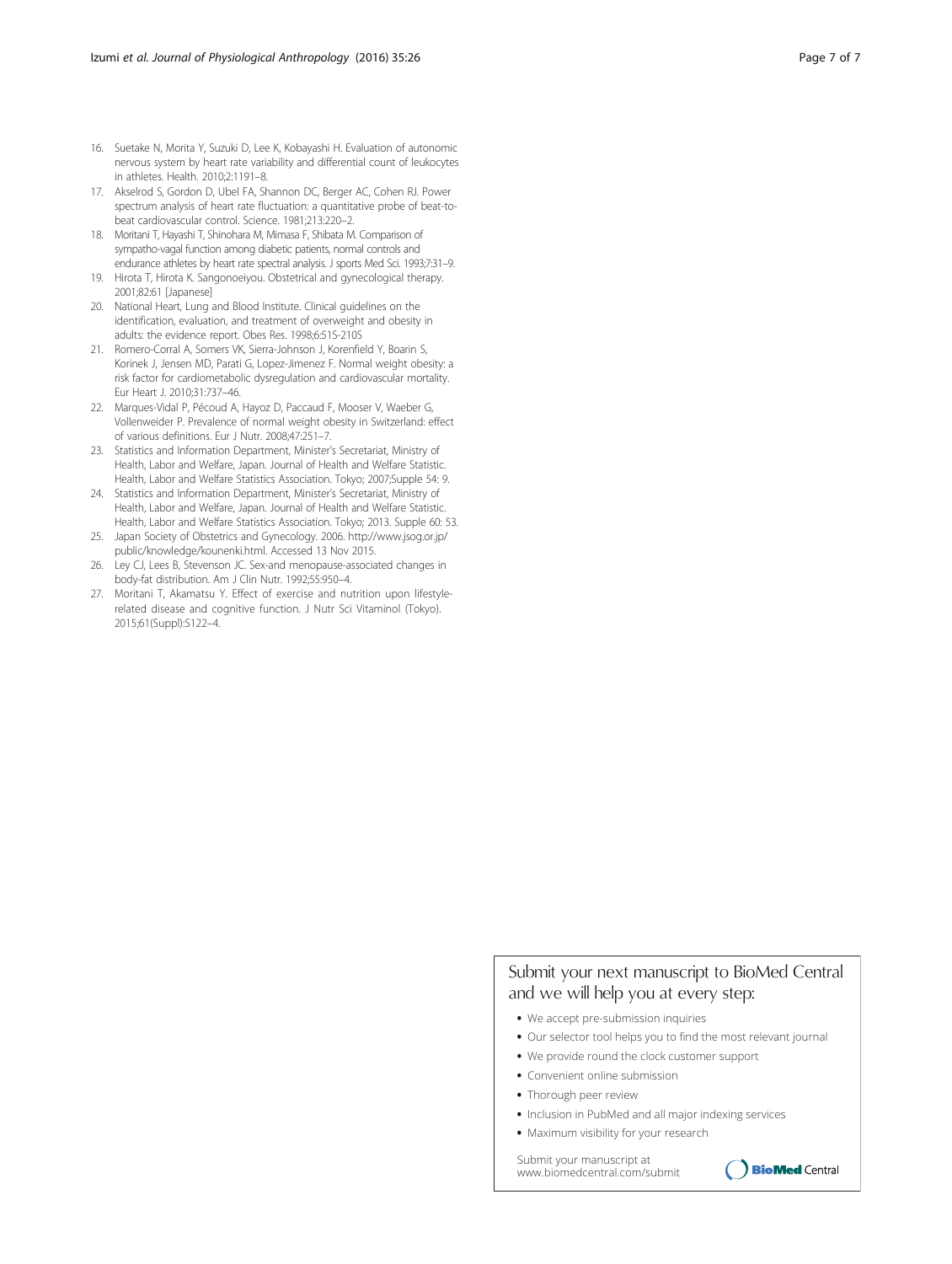16. Suetake N, Morita Y, Suzuki D, Lee K, Kobayashi H. Evaluation of autonomic nervous system by heart rate variability and differential count of leukocytes in athletes. Health. 2010;2:1191–8.
17. Akselrod S, Gordon D, Ubel FA, Shannon DC, Berger AC, Cohen RJ. Power spectrum analysis of heart rate fluctuation: a quantitative probe of beat-to-beat cardiovascular control. Science. 1981;213:220–2.
18. Moritani T, Hayashi T, Shinohara M, Mimasa F, Shibata M. Comparison of sympatho-vagal function among diabetic patients, normal controls and endurance athletes by heart rate spectral analysis. J sports Med Sci. 1993;7:31–9.
19. Hirota T, Hirota K. Sangonoeiyou. Obstetrical and gynecological therapy. 2001;82:61 [Japanese]
20. National Heart, Lung and Blood Institute. Clinical guidelines on the identification, evaluation, and treatment of overweight and obesity in adults: the evidence report. Obes Res. 1998;6:51S-210S
21. Romero-Corral A, Somers VK, Sierra-Johnson J, Korenfield Y, Boarin S, Korinek J, Jensen MD, Parati G, Lopez-Jimenez F. Normal weight obesity: a risk factor for cardiometabolic dysregulation and cardiovascular mortality. Eur Heart J. 2010;31:737–46.
22. Marques-Vidal P, Pécoud A, Hayoz D, Paccaud F, Mooser V, Waeber G, Vollenweider P. Prevalence of normal weight obesity in Switzerland: effect of various definitions. Eur J Nutr. 2008;47:251–7.
23. Statistics and Information Department, Minister's Secretariat, Ministry of Health, Labor and Welfare, Japan. Journal of Health and Welfare Statistic. Health, Labor and Welfare Statistics Association. Tokyo; 2007;Supple 54: 9.
24. Statistics and Information Department, Minister's Secretariat, Ministry of Health, Labor and Welfare, Japan. Journal of Health and Welfare Statistic. Health, Labor and Welfare Statistics Association. Tokyo; 2013. Supple 60: 53.
25. Japan Society of Obstetrics and Gynecology. 2006. http://www.jsog.or.jp/public/knowledge/kounenki.html. Accessed 13 Nov 2015.
26. Ley CJ, Lees B, Stevenson JC. Sex-and menopause-associated changes in body-fat distribution. Am J Clin Nutr. 1992;55:950–4.
27. Moritani T, Akamatsu Y. Effect of exercise and nutrition upon lifestyle-related disease and cognitive function. J Nutr Sci Vitaminol (Tokyo). 2015;61(Suppl):S122–4.

Submit your next manuscript to BioMed Central and we will help you at every step:

- We accept pre-submission inquiries
- Our selector tool helps you to find the most relevant journal
- We provide round the clock customer support
- Convenient online submission
- Thorough peer review
- Inclusion in PubMed and all major indexing services
- Maximum visibility for your research

Submit your manuscript at www.biomedcentral.com/submit

BioMed Central